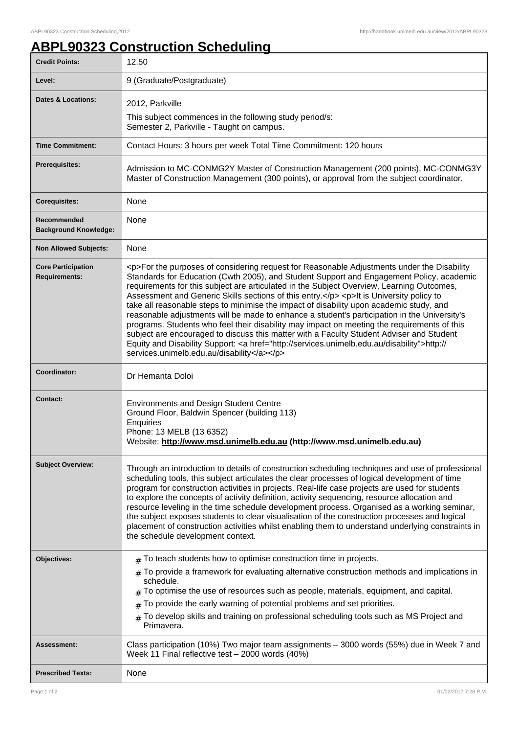# ABPL90323 Construction Scheduling

| | |
|---|---|
| **Credit Points:** | 12.50 |
| **Level:** | 9 (Graduate/Postgraduate) |
| **Dates & Locations:** | 2012, Parkville<br>This subject commences in the following study period/s:<br>Semester 2, Parkville - Taught on campus. |
| **Time Commitment:** | Contact Hours: 3 hours per week Total Time Commitment: 120 hours |
| **Prerequisites:** | Admission to MC-CONMG2Y Master of Construction Management (200 points), MC-CONMG3Y Master of Construction Management (300 points), or approval from the subject coordinator. |
| **Corequisites:** | None |
| **Recommended Background Knowledge:** | None |
| **Non Allowed Subjects:** | None |
| **Core Participation Requirements:** | <p>For the purposes of considering request for Reasonable Adjustments under the Disability Standards for Education (Cwth 2005), and Student Support and Engagement Policy, academic requirements for this subject are articulated in the Subject Overview, Learning Outcomes, Assessment and Generic Skills sections of this entry.</p> <p>It is University policy to take all reasonable steps to minimise the impact of disability upon academic study, and reasonable adjustments will be made to enhance a student's participation in the University's programs. Students who feel their disability may impact on meeting the requirements of this subject are encouraged to discuss this matter with a Faculty Student Adviser and Student Equity and Disability Support: <a href="http://services.unimelb.edu.au/disability">http://services.unimelb.edu.au/disability</a></p> |
| **Coordinator:** | Dr Hemanta Doloi |
| **Contact:** | Environments and Design Student Centre<br>Ground Floor, Baldwin Spencer (building 113)<br>Enquiries<br>Phone: 13 MELB (13 6352)<br>Website: **http://www.msd.unimelb.edu.au (http://www.msd.unimelb.edu.au)** |
| **Subject Overview:** | Through an introduction to details of construction scheduling techniques and use of professional scheduling tools, this subject articulates the clear processes of logical development of time program for construction activities in projects. Real-life case projects are used for students to explore the concepts of activity definition, activity sequencing, resource allocation and resource leveling in the time schedule development process. Organised as a working seminar, the subject exposes students to clear visualisation of the construction processes and logical placement of construction activities whilst enabling them to understand underlying constraints in the schedule development context. |
| **Objectives:** | # To teach students how to optimise construction time in projects.<br># To provide a framework for evaluating alternative construction methods and implications in schedule.<br># To optimise the use of resources such as people, materials, equipment, and capital.<br># To provide the early warning of potential problems and set priorities.<br># To develop skills and training on professional scheduling tools such as MS Project and Primavera. |
| **Assessment:** | Class participation (10%) Two major team assignments – 3000 words (55%) due in Week 7 and Week 11 Final reflective test – 2000 words (40%) |
| **Prescribed Texts:** | None |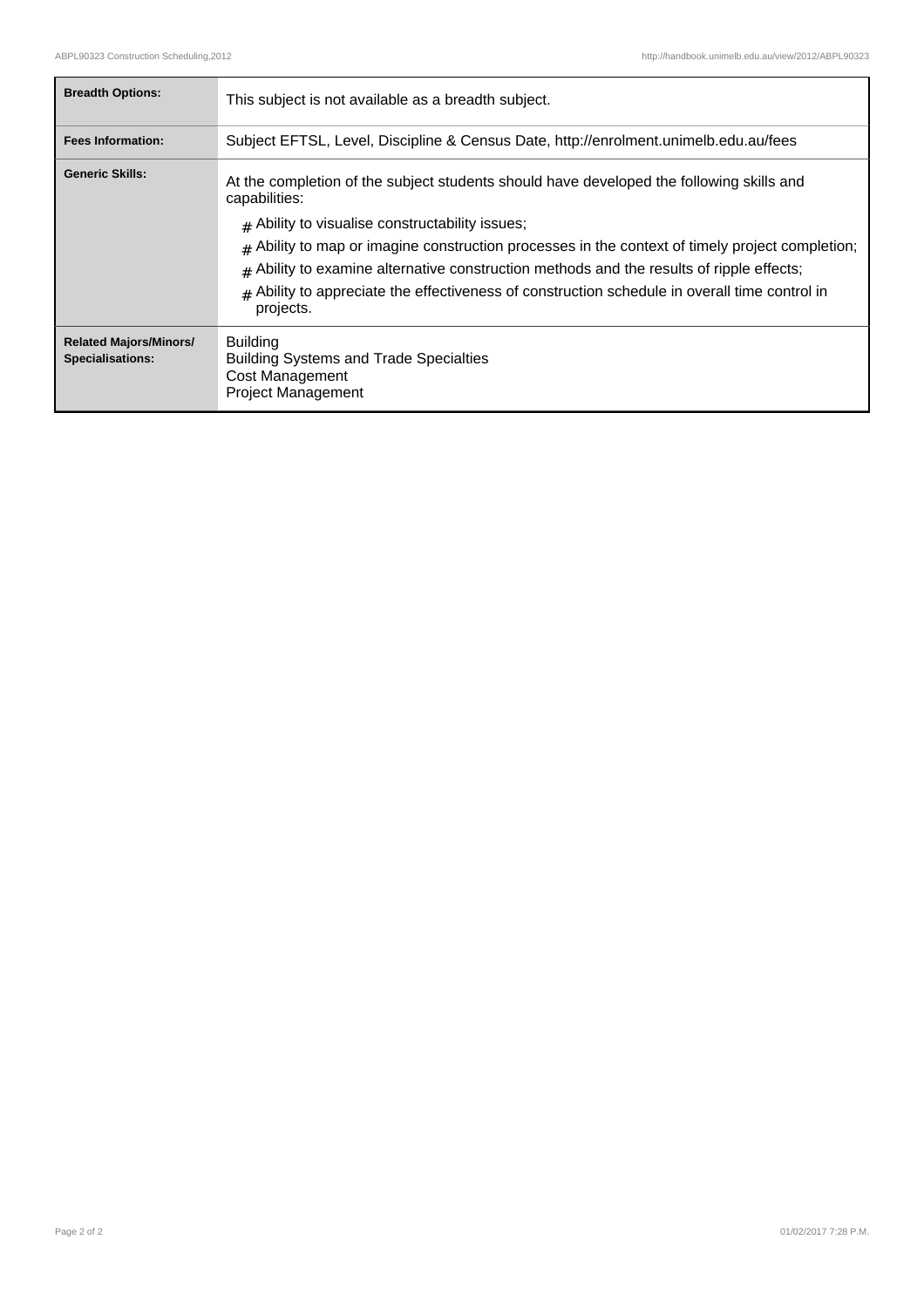| | |
|---|---|
| **Breadth Options:** | This subject is not available as a breadth subject. |
| **Fees Information:** | Subject EFTSL, Level, Discipline & Census Date, http://enrolment.unimelb.edu.au/fees |
| **Generic Skills:** | At the completion of the subject students should have developed the following skills and capabilities:<br># Ability to visualise constructability issues;<br># Ability to map or imagine construction processes in the context of timely project completion;<br># Ability to examine alternative construction methods and the results of ripple effects;<br># Ability to appreciate the effectiveness of construction schedule in overall time control in projects. |
| **Related Majors/Minors/ Specialisations:** | Building<br>Building Systems and Trade Specialties<br>Cost Management<br>Project Management |